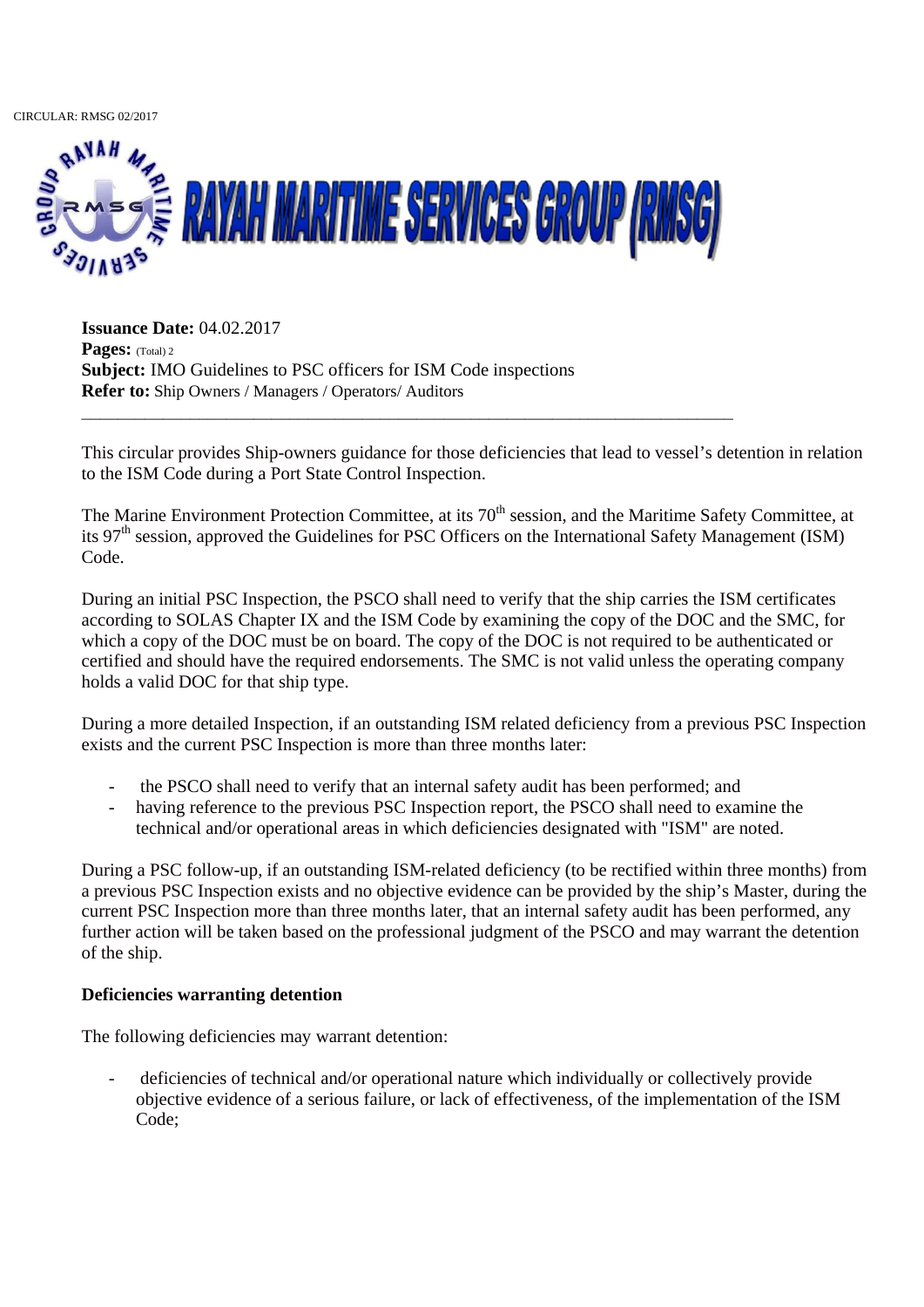CIRCULAR: RMSG 02/2017

# RAYAH MARITIME SERVICES GROUP (RMSG)

**Issuance Date:** 04.02.2017
**Pages:** (Total) 2
**Subject:** IMO Guidelines to PSC officers for ISM Code inspections
**Refer to:** Ship Owners / Managers / Operators/ Auditors

---

This circular provides Ship-owners guidance for those deficiencies that lead to vessel's detention in relation to the ISM Code during a Port State Control Inspection.

The Marine Environment Protection Committee, at its 70th session, and the Maritime Safety Committee, at its 97th session, approved the Guidelines for PSC Officers on the International Safety Management (ISM) Code.

During an initial PSC Inspection, the PSCO shall need to verify that the ship carries the ISM certificates according to SOLAS Chapter IX and the ISM Code by examining the copy of the DOC and the SMC, for which a copy of the DOC must be on board. The copy of the DOC is not required to be authenticated or certified and should have the required endorsements. The SMC is not valid unless the operating company holds a valid DOC for that ship type.

During a more detailed Inspection, if an outstanding ISM related deficiency from a previous PSC Inspection exists and the current PSC Inspection is more than three months later:

- the PSCO shall need to verify that an internal safety audit has been performed; and
- having reference to the previous PSC Inspection report, the PSCO shall need to examine the technical and/or operational areas in which deficiencies designated with "ISM" are noted.

During a PSC follow-up, if an outstanding ISM-related deficiency (to be rectified within three months) from a previous PSC Inspection exists and no objective evidence can be provided by the ship's Master, during the current PSC Inspection more than three months later, that an internal safety audit has been performed, any further action will be taken based on the professional judgment of the PSCO and may warrant the detention of the ship.

**Deficiencies warranting detention**

The following deficiencies may warrant detention:

- deficiencies of technical and/or operational nature which individually or collectively provide objective evidence of a serious failure, or lack of effectiveness, of the implementation of the ISM Code;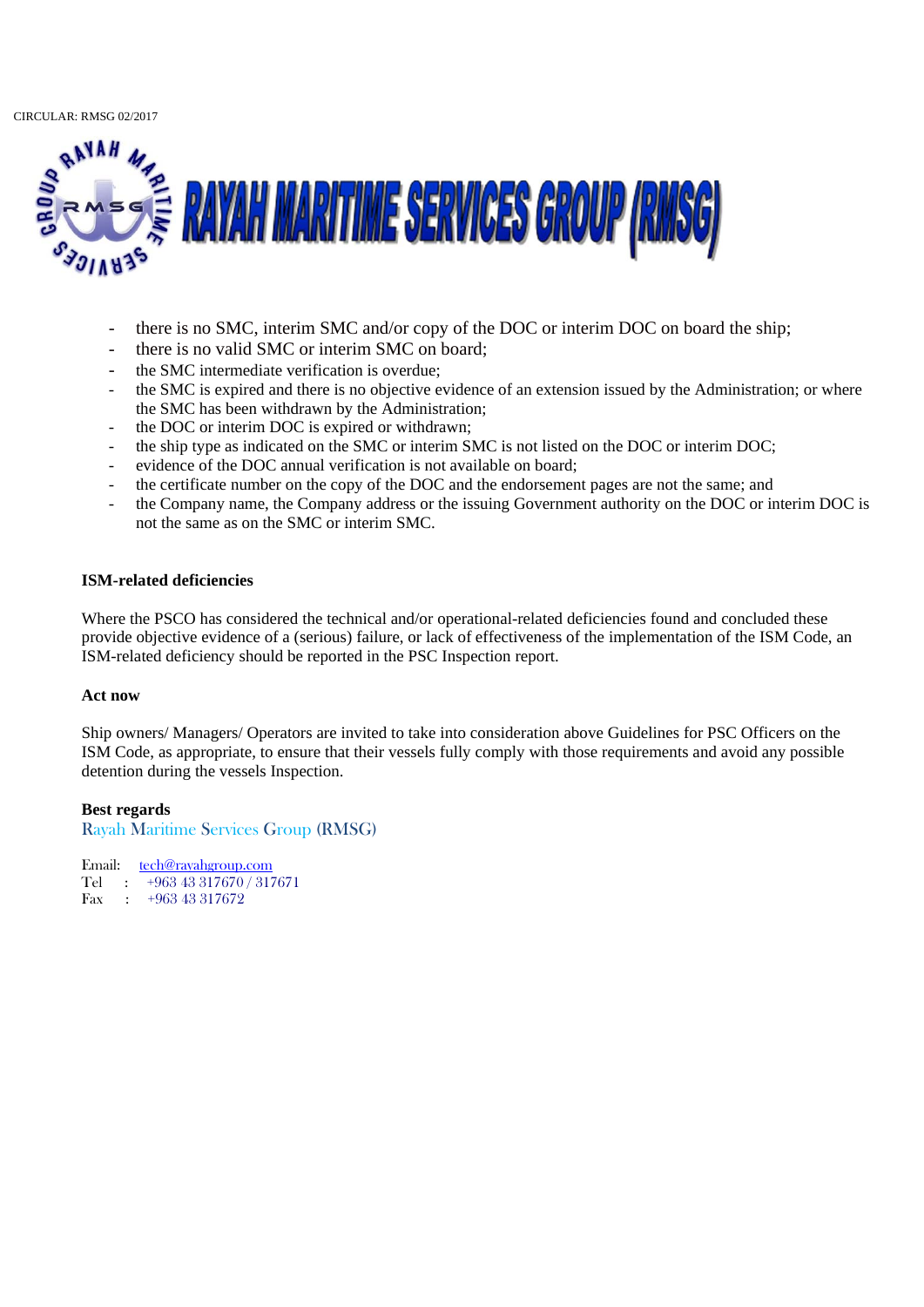CIRCULAR: RMSG 02/2017

RAYAH MARITIME SERVICES GROUP (RMSG)

- there is no SMC, interim SMC and/or copy of the DOC or interim DOC on board the ship;
- there is no valid SMC or interim SMC on board;
- the SMC intermediate verification is overdue;
- the SMC is expired and there is no objective evidence of an extension issued by the Administration; or where the SMC has been withdrawn by the Administration;
- the DOC or interim DOC is expired or withdrawn;
- the ship type as indicated on the SMC or interim SMC is not listed on the DOC or interim DOC;
- evidence of the DOC annual verification is not available on board;
- the certificate number on the copy of the DOC and the endorsement pages are not the same; and
- the Company name, the Company address or the issuing Government authority on the DOC or interim DOC is not the same as on the SMC or interim SMC.

**ISM-related deficiencies**

Where the PSCO has considered the technical and/or operational-related deficiencies found and concluded these provide objective evidence of a (serious) failure, or lack of effectiveness of the implementation of the ISM Code, an ISM-related deficiency should be reported in the PSC Inspection report.

**Act now**

Ship owners/ Managers/ Operators are invited to take into consideration above Guidelines for PSC Officers on the ISM Code, as appropriate, to ensure that their vessels fully comply with those requirements and avoid any possible detention during the vessels Inspection.

**Best regards**
Rayah Maritime Services Group (RMSG)

Email: tech@rayahgroup.com
Tel : +963 43 317670 / 317671
Fax : +963 43 317672